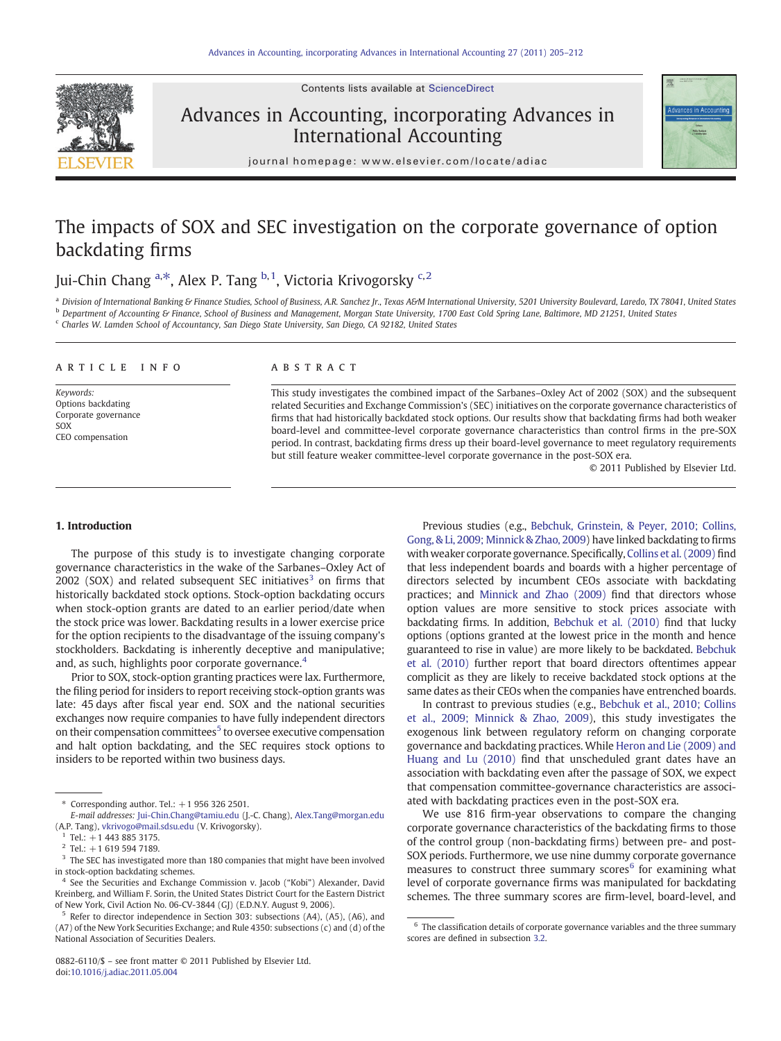Contents lists available at ScienceDirect

# Advances in Accounting, incorporating Advances in International Accounting

journal homepage: www.elsevier.com/locate/adiac

# The impacts of SOX and SEC investigation on the corporate governance of option backdating firms

Jui-Chin Chang [a,*], Alex P. Tang [b,1], Victoria Krivogorsky [c,2]

[a] Division of International Banking & Finance Studies, School of Business, A.R. Sanchez Jr., Texas A&M International University, 5201 University Boulevard, Laredo, TX 78041, United States
[b] Department of Accounting & Finance, School of Business and Management, Morgan State University, 1700 East Cold Spring Lane, Baltimore, MD 21251, United States
[c] Charles W. Lamden School of Accountancy, San Diego State University, San Diego, CA 92182, United States

**ARTICLE INFO**

*Keywords:*
Options backdating
Corporate governance
SOX
CEO compensation

**ABSTRACT**

This study investigates the combined impact of the Sarbanes–Oxley Act of 2002 (SOX) and the subsequent related Securities and Exchange Commission's (SEC) initiatives on the corporate governance characteristics of firms that had historically backdated stock options. Our results show that backdating firms had both weaker board-level and committee-level corporate governance characteristics than control firms in the pre-SOX period. In contrast, backdating firms dress up their board-level governance to meet regulatory requirements but still feature weaker committee-level corporate governance in the post-SOX era.

© 2011 Published by Elsevier Ltd.

## 1. Introduction

The purpose of this study is to investigate changing corporate governance characteristics in the wake of the Sarbanes–Oxley Act of 2002 (SOX) and related subsequent SEC initiatives[3] on firms that historically backdated stock options. Stock-option backdating occurs when stock-option grants are dated to an earlier period/date when the stock price was lower. Backdating results in a lower exercise price for the option recipients to the disadvantage of the issuing company's stockholders. Backdating is inherently deceptive and manipulative; and, as such, highlights poor corporate governance.[4]

Prior to SOX, stock-option granting practices were lax. Furthermore, the filing period for insiders to report receiving stock-option grants was late: 45 days after fiscal year end. SOX and the national securities exchanges now require companies to have fully independent directors on their compensation committees[5] to oversee executive compensation and halt option backdating, and the SEC requires stock options to insiders to be reported within two business days.

Previous studies (e.g., Bebchuk, Grinstein, & Peyer, 2010; Collins, Gong, & Li, 2009; Minnick & Zhao, 2009) have linked backdating to firms with weaker corporate governance. Specifically, Collins et al. (2009) find that less independent boards and boards with a higher percentage of directors selected by incumbent CEOs associate with backdating practices; and Minnick and Zhao (2009) find that directors whose option values are more sensitive to stock prices associate with backdating firms. In addition, Bebchuk et al. (2010) find that lucky options (options granted at the lowest price in the month and hence guaranteed to rise in value) are more likely to be backdated. Bebchuk et al. (2010) further report that board directors oftentimes appear complicit as they are likely to receive backdated stock options at the same dates as their CEOs when the companies have entrenched boards.

In contrast to previous studies (e.g., Bebchuk et al., 2010; Collins et al., 2009; Minnick & Zhao, 2009), this study investigates the exogenous link between regulatory reform on changing corporate governance and backdating practices. While Heron and Lie (2009) and Huang and Lu (2010) find that unscheduled grant dates have an association with backdating even after the passage of SOX, we expect that compensation committee-governance characteristics are associated with backdating practices even in the post-SOX era.

We use 816 firm-year observations to compare the changing corporate governance characteristics of the backdating firms to those of the control group (non-backdating firms) between pre- and post-SOX periods. Furthermore, we use nine dummy corporate governance measures to construct three summary scores[6] for examining what level of corporate governance firms was manipulated for backdating schemes. The three summary scores are firm-level, board-level, and

---

* Corresponding author. Tel.: +1 956 326 2501.
E-mail addresses: Jui-Chin.Chang@tamiu.edu (J.-C. Chang), Alex.Tang@morgan.edu (A.P. Tang), vkrivogo@mail.sdsu.edu (V. Krivogorsky).

[1] Tel.: +1 443 885 3175.

[2] Tel.: +1 619 594 7189.

[3] The SEC has investigated more than 180 companies that might have been involved in stock-option backdating schemes.

[4] See the Securities and Exchange Commission v. Jacob ("Kobi") Alexander, David Kreinberg, and William F. Sorin, the United States District Court for the Eastern District of New York, Civil Action No. 06-CV-3844 (GJ) (E.D.N.Y. August 9, 2006).

[5] Refer to director independence in Section 303: subsections (A4), (A5), (A6), and (A7) of the New York Securities Exchange; and Rule 4350: subsections (c) and (d) of the National Association of Securities Dealers.

[6] The classification details of corporate governance variables and the three summary scores are defined in subsection 3.2.

0882-6110/$ – see front matter © 2011 Published by Elsevier Ltd.
doi:10.1016/j.adiac.2011.05.004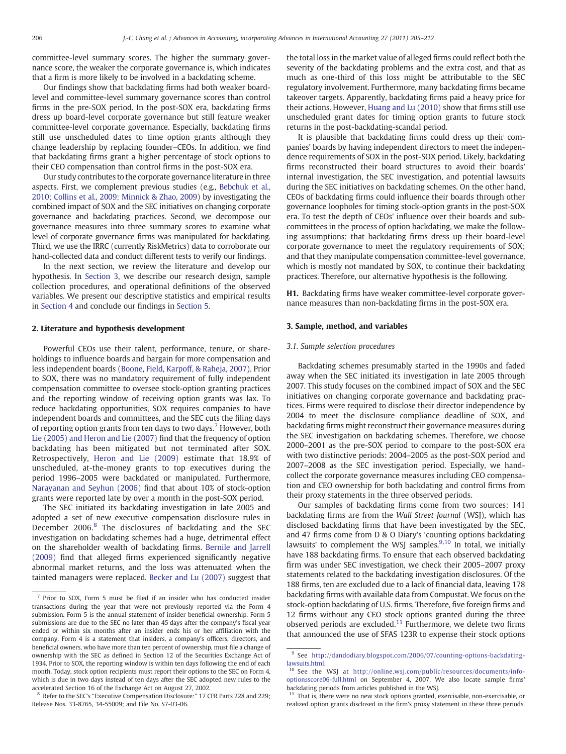committee-level summary scores. The higher the summary governance score, the weaker the corporate governance is, which indicates that a firm is more likely to be involved in a backdating scheme.

Our findings show that backdating firms had both weaker board-level and committee-level summary governance scores than control firms in the pre-SOX period. In the post-SOX era, backdating firms dress up board-level corporate governance but still feature weaker committee-level corporate governance. Especially, backdating firms still use unscheduled dates to time option grants although they change leadership by replacing founder–CEOs. In addition, we find that backdating firms grant a higher percentage of stock options to their CEO compensation than control firms in the post-SOX era.

Our study contributes to the corporate governance literature in three aspects. First, we complement previous studies (e.g., Bebchuk et al., 2010; Collins et al., 2009; Minnick & Zhao, 2009) by investigating the combined impact of SOX and the SEC initiatives on changing corporate governance and backdating practices. Second, we decompose our governance measures into three summary scores to examine what level of corporate governance firms was manipulated for backdating. Third, we use the IRRC (currently RiskMetrics) data to corroborate our hand-collected data and conduct different tests to verify our findings.

In the next section, we review the literature and develop our hypothesis. In Section 3, we describe our research design, sample collection procedures, and operational definitions of the observed variables. We present our descriptive statistics and empirical results in Section 4 and conclude our findings in Section 5.

## 2. Literature and hypothesis development

Powerful CEOs use their talent, performance, tenure, or shareholdings to influence boards and bargain for more compensation and less independent boards (Boone, Field, Karpoff, & Raheja, 2007). Prior to SOX, there was no mandatory requirement of fully independent compensation committee to oversee stock-option granting practices and the reporting window of receiving option grants was lax. To reduce backdating opportunities, SOX requires companies to have independent boards and committees, and the SEC cuts the filing days of reporting option grants from ten days to two days.[7] However, both Lie (2005) and Heron and Lie (2007) find that the frequency of option backdating has been mitigated but not terminated after SOX. Retrospectively, Heron and Lie (2009) estimate that 18.9% of unscheduled, at-the-money grants to top executives during the period 1996–2005 were backdated or manipulated. Furthermore, Narayanan and Seyhun (2006) find that about 10% of stock-option grants were reported late by over a month in the post-SOX period.

The SEC initiated its backdating investigation in late 2005 and adopted a set of new executive compensation disclosure rules in December 2006.[8] The disclosures of backdating and the SEC investigation on backdating schemes had a huge, detrimental effect on the shareholder wealth of backdating firms. Bernile and Jarrell (2009) find that alleged firms experienced significantly negative abnormal market returns, and the loss was attenuated when the tainted managers were replaced. Becker and Lu (2007) suggest that the total loss in the market value of alleged firms could reflect both the severity of the backdating problems and the extra cost, and that as much as one-third of this loss might be attributable to the SEC regulatory involvement. Furthermore, many backdating firms became takeover targets. Apparently, backdating firms paid a heavy price for their actions. However, Huang and Lu (2010) show that firms still use unscheduled grant dates for timing option grants to future stock returns in the post-backdating-scandal period.

It is plausible that backdating firms could dress up their companies' boards by having independent directors to meet the independence requirements of SOX in the post-SOX period. Likely, backdating firms reconstructed their board structures to avoid their boards' internal investigation, the SEC investigation, and potential lawsuits during the SEC initiatives on backdating schemes. On the other hand, CEOs of backdating firms could influence their boards through other governance loopholes for timing stock-option grants in the post-SOX era. To test the depth of CEOs' influence over their boards and subcommittees in the process of option backdating, we make the following assumptions: that backdating firms dress up their board-level corporate governance to meet the regulatory requirements of SOX; and that they manipulate compensation committee-level governance, which is mostly not mandated by SOX, to continue their backdating practices. Therefore, our alternative hypothesis is the following.

**H1.** Backdating firms have weaker committee-level corporate governance measures than non-backdating firms in the post-SOX era.

## 3. Sample, method, and variables

### 3.1. Sample selection procedures

Backdating schemes presumably started in the 1990s and faded away when the SEC initiated its investigation in late 2005 through 2007. This study focuses on the combined impact of SOX and the SEC initiatives on changing corporate governance and backdating practices. Firms were required to disclose their director independence by 2004 to meet the disclosure compliance deadline of SOX, and backdating firms might reconstruct their governance measures during the SEC investigation on backdating schemes. Therefore, we choose 2000–2001 as the pre-SOX period to compare to the post-SOX era with two distinctive periods: 2004–2005 as the post-SOX period and 2007–2008 as the SEC investigation period. Especially, we hand-collect the corporate governance measures including CEO compensation and CEO ownership for both backdating and control firms from their proxy statements in the three observed periods.

Our samples of backdating firms come from two sources: 141 backdating firms are from the *Wall Street Journal* (WSJ), which has disclosed backdating firms that have been investigated by the SEC, and 47 firms come from D & O Diary's 'counting options backdating lawsuits' to complement the WSJ samples.[9,10] In total, we initially have 188 backdating firms. To ensure that each observed backdating firm was under SEC investigation, we check their 2005–2007 proxy statements related to the backdating investigation disclosures. Of the 188 firms, ten are excluded due to a lack of financial data, leaving 178 backdating firms with available data from Compustat. We focus on the stock-option backdating of U.S. firms. Therefore, five foreign firms and 12 firms without any CEO stock options granted during the three observed periods are excluded.[11] Furthermore, we delete two firms that announced the use of SFAS 123R to expense their stock options

---

[7] Prior to SOX, Form 5 must be filed if an insider who has conducted insider transactions during the year that were not previously reported via the Form 4 submission. Form 5 is the annual statement of insider beneficial ownership. Form 5 submissions are due to the SEC no later than 45 days after the company's fiscal year ended or within six months after an insider ends his or her affiliation with the company. Form 4 is a statement that insiders, a company's officers, directors, and beneficial owners, who have more than ten percent of ownership, must file a change of ownership with the SEC as defined in Section 12 of the Securities Exchange Act of 1934. Prior to SOX, the reporting window is within ten days following the end of each month. Today, stock option recipients must report their options to the SEC on Form 4, which is due in two days instead of ten days after the SEC adopted new rules to the accelerated Section 16 of the Exchange Act on August 27, 2002.

[8] Refer to the SEC's "Executive Compensation Disclosure:" 17 CFR Parts 228 and 229; Release Nos. 33-8765, 34-55009; and File No. S7-03-06.

[9] See http://dandodiary.blogspot.com/2006/07/counting-options-backdating-lawsuits.html.

[10] See the WSJ at http://online.wsj.com/public/resources/documents/info-optionsscore06-full.html on September 4, 2007. We also locate sample firms' backdating periods from articles published in the WSJ.

[11] That is, there were no new stock options granted, exercisable, non-exercisable, or realized option grants disclosed in the firm's proxy statement in these three periods.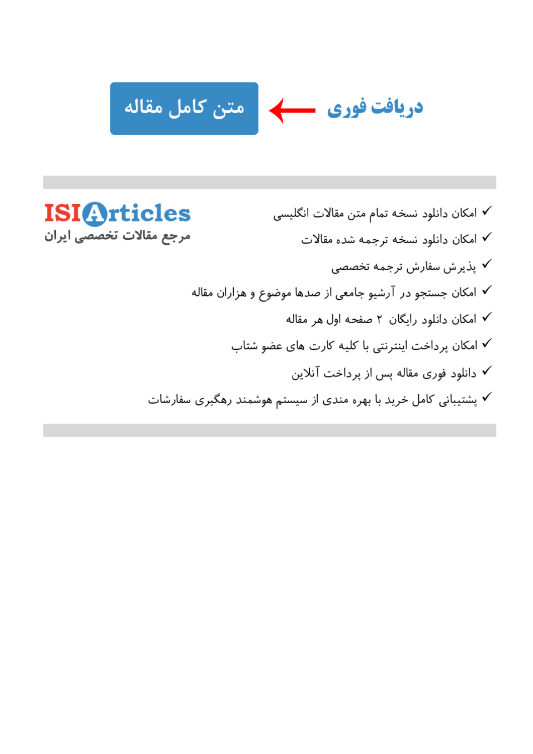دریافت فوری ← متن کامل مقاله

**ISIArticles**
مرجع مقالات تخصصی ایران

- ✓ امکان دانلود نسخه تمام متن مقالات انگلیسی
- ✓ امکان دانلود نسخه ترجمه شده مقالات
- ✓ پذیرش سفارش ترجمه تخصصی
- ✓ امکان جستجو در آرشیو جامعی از صدها موضوع و هزاران مقاله
- ✓ امکان دانلود رایگان ۲ صفحه اول هر مقاله
- ✓ امکان پرداخت اینترنتی با کلیه کارت های عضو شتاب
- ✓ دانلود فوری مقاله پس از پرداخت آنلاین
- ✓ پشتیبانی کامل خرید با بهره مندی از سیستم هوشمند رهگیری سفارشات